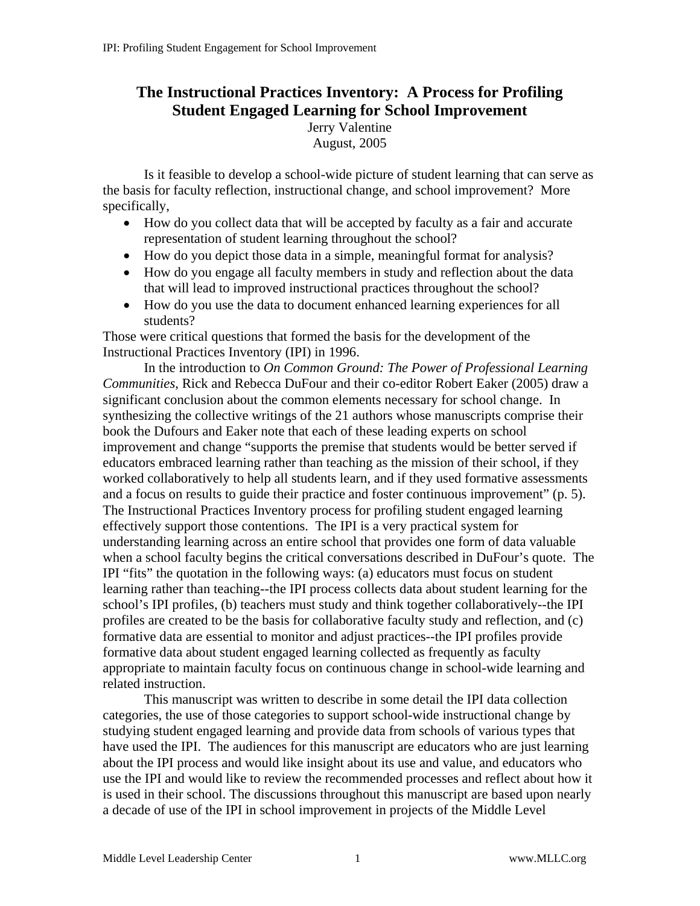# The Instructional Practices Inventory: A Process for Profiling Student Engaged Learning for School Improvement

Jerry Valentine
August, 2005

Is it feasible to develop a school-wide picture of student learning that can serve as the basis for faculty reflection, instructional change, and school improvement? More specifically,

- How do you collect data that will be accepted by faculty as a fair and accurate representation of student learning throughout the school?
- How do you depict those data in a simple, meaningful format for analysis?
- How do you engage all faculty members in study and reflection about the data that will lead to improved instructional practices throughout the school?
- How do you use the data to document enhanced learning experiences for all students?

Those were critical questions that formed the basis for the development of the Instructional Practices Inventory (IPI) in 1996.

In the introduction to *On Common Ground: The Power of Professional Learning Communities*, Rick and Rebecca DuFour and their co-editor Robert Eaker (2005) draw a significant conclusion about the common elements necessary for school change. In synthesizing the collective writings of the 21 authors whose manuscripts comprise their book the Dufours and Eaker note that each of these leading experts on school improvement and change "supports the premise that students would be better served if educators embraced learning rather than teaching as the mission of their school, if they worked collaboratively to help all students learn, and if they used formative assessments and a focus on results to guide their practice and foster continuous improvement" (p. 5). The Instructional Practices Inventory process for profiling student engaged learning effectively support those contentions. The IPI is a very practical system for understanding learning across an entire school that provides one form of data valuable when a school faculty begins the critical conversations described in DuFour's quote. The IPI "fits" the quotation in the following ways: (a) educators must focus on student learning rather than teaching--the IPI process collects data about student learning for the school's IPI profiles, (b) teachers must study and think together collaboratively--the IPI profiles are created to be the basis for collaborative faculty study and reflection, and (c) formative data are essential to monitor and adjust practices--the IPI profiles provide formative data about student engaged learning collected as frequently as faculty appropriate to maintain faculty focus on continuous change in school-wide learning and related instruction.

This manuscript was written to describe in some detail the IPI data collection categories, the use of those categories to support school-wide instructional change by studying student engaged learning and provide data from schools of various types that have used the IPI. The audiences for this manuscript are educators who are just learning about the IPI process and would like insight about its use and value, and educators who use the IPI and would like to review the recommended processes and reflect about how it is used in their school. The discussions throughout this manuscript are based upon nearly a decade of use of the IPI in school improvement in projects of the Middle Level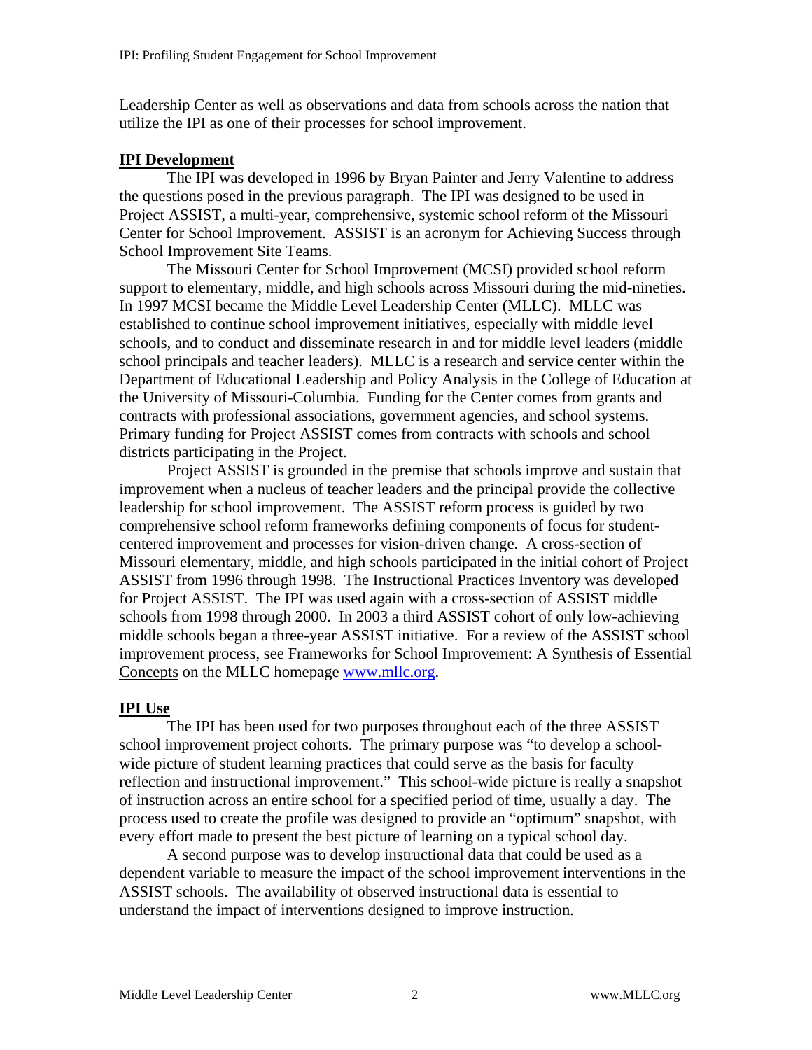Leadership Center as well as observations and data from schools across the nation that utilize the IPI as one of their processes for school improvement.

## IPI Development

The IPI was developed in 1996 by Bryan Painter and Jerry Valentine to address the questions posed in the previous paragraph. The IPI was designed to be used in Project ASSIST, a multi-year, comprehensive, systemic school reform of the Missouri Center for School Improvement. ASSIST is an acronym for Achieving Success through School Improvement Site Teams.

The Missouri Center for School Improvement (MCSI) provided school reform support to elementary, middle, and high schools across Missouri during the mid-nineties. In 1997 MCSI became the Middle Level Leadership Center (MLLC). MLLC was established to continue school improvement initiatives, especially with middle level schools, and to conduct and disseminate research in and for middle level leaders (middle school principals and teacher leaders). MLLC is a research and service center within the Department of Educational Leadership and Policy Analysis in the College of Education at the University of Missouri-Columbia. Funding for the Center comes from grants and contracts with professional associations, government agencies, and school systems. Primary funding for Project ASSIST comes from contracts with schools and school districts participating in the Project.

Project ASSIST is grounded in the premise that schools improve and sustain that improvement when a nucleus of teacher leaders and the principal provide the collective leadership for school improvement. The ASSIST reform process is guided by two comprehensive school reform frameworks defining components of focus for student-centered improvement and processes for vision-driven change. A cross-section of Missouri elementary, middle, and high schools participated in the initial cohort of Project ASSIST from 1996 through 1998. The Instructional Practices Inventory was developed for Project ASSIST. The IPI was used again with a cross-section of ASSIST middle schools from 1998 through 2000. In 2003 a third ASSIST cohort of only low-achieving middle schools began a three-year ASSIST initiative. For a review of the ASSIST school improvement process, see Frameworks for School Improvement: A Synthesis of Essential Concepts on the MLLC homepage www.mllc.org.

## IPI Use

The IPI has been used for two purposes throughout each of the three ASSIST school improvement project cohorts. The primary purpose was "to develop a school-wide picture of student learning practices that could serve as the basis for faculty reflection and instructional improvement." This school-wide picture is really a snapshot of instruction across an entire school for a specified period of time, usually a day. The process used to create the profile was designed to provide an "optimum" snapshot, with every effort made to present the best picture of learning on a typical school day.

A second purpose was to develop instructional data that could be used as a dependent variable to measure the impact of the school improvement interventions in the ASSIST schools. The availability of observed instructional data is essential to understand the impact of interventions designed to improve instruction.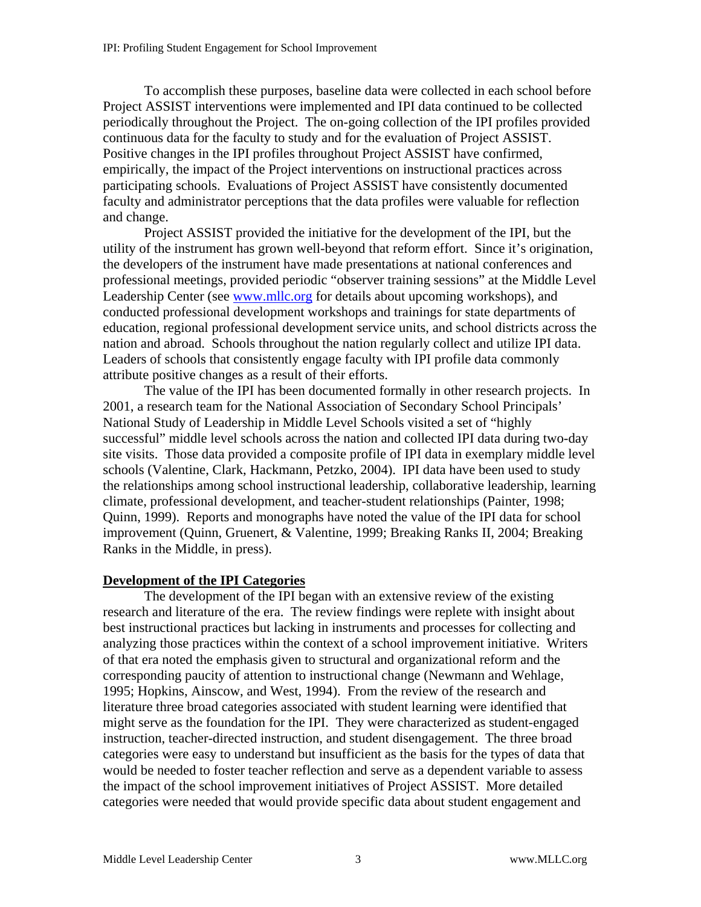To accomplish these purposes, baseline data were collected in each school before Project ASSIST interventions were implemented and IPI data continued to be collected periodically throughout the Project. The on-going collection of the IPI profiles provided continuous data for the faculty to study and for the evaluation of Project ASSIST. Positive changes in the IPI profiles throughout Project ASSIST have confirmed, empirically, the impact of the Project interventions on instructional practices across participating schools. Evaluations of Project ASSIST have consistently documented faculty and administrator perceptions that the data profiles were valuable for reflection and change.

Project ASSIST provided the initiative for the development of the IPI, but the utility of the instrument has grown well-beyond that reform effort. Since it's origination, the developers of the instrument have made presentations at national conferences and professional meetings, provided periodic "observer training sessions" at the Middle Level Leadership Center (see www.mllc.org for details about upcoming workshops), and conducted professional development workshops and trainings for state departments of education, regional professional development service units, and school districts across the nation and abroad. Schools throughout the nation regularly collect and utilize IPI data. Leaders of schools that consistently engage faculty with IPI profile data commonly attribute positive changes as a result of their efforts.

The value of the IPI has been documented formally in other research projects. In 2001, a research team for the National Association of Secondary School Principals' National Study of Leadership in Middle Level Schools visited a set of "highly successful" middle level schools across the nation and collected IPI data during two-day site visits. Those data provided a composite profile of IPI data in exemplary middle level schools (Valentine, Clark, Hackmann, Petzko, 2004). IPI data have been used to study the relationships among school instructional leadership, collaborative leadership, learning climate, professional development, and teacher-student relationships (Painter, 1998; Quinn, 1999). Reports and monographs have noted the value of the IPI data for school improvement (Quinn, Gruenert, & Valentine, 1999; Breaking Ranks II, 2004; Breaking Ranks in the Middle, in press).

## Development of the IPI Categories

The development of the IPI began with an extensive review of the existing research and literature of the era. The review findings were replete with insight about best instructional practices but lacking in instruments and processes for collecting and analyzing those practices within the context of a school improvement initiative. Writers of that era noted the emphasis given to structural and organizational reform and the corresponding paucity of attention to instructional change (Newmann and Wehlage, 1995; Hopkins, Ainscow, and West, 1994). From the review of the research and literature three broad categories associated with student learning were identified that might serve as the foundation for the IPI. They were characterized as student-engaged instruction, teacher-directed instruction, and student disengagement. The three broad categories were easy to understand but insufficient as the basis for the types of data that would be needed to foster teacher reflection and serve as a dependent variable to assess the impact of the school improvement initiatives of Project ASSIST. More detailed categories were needed that would provide specific data about student engagement and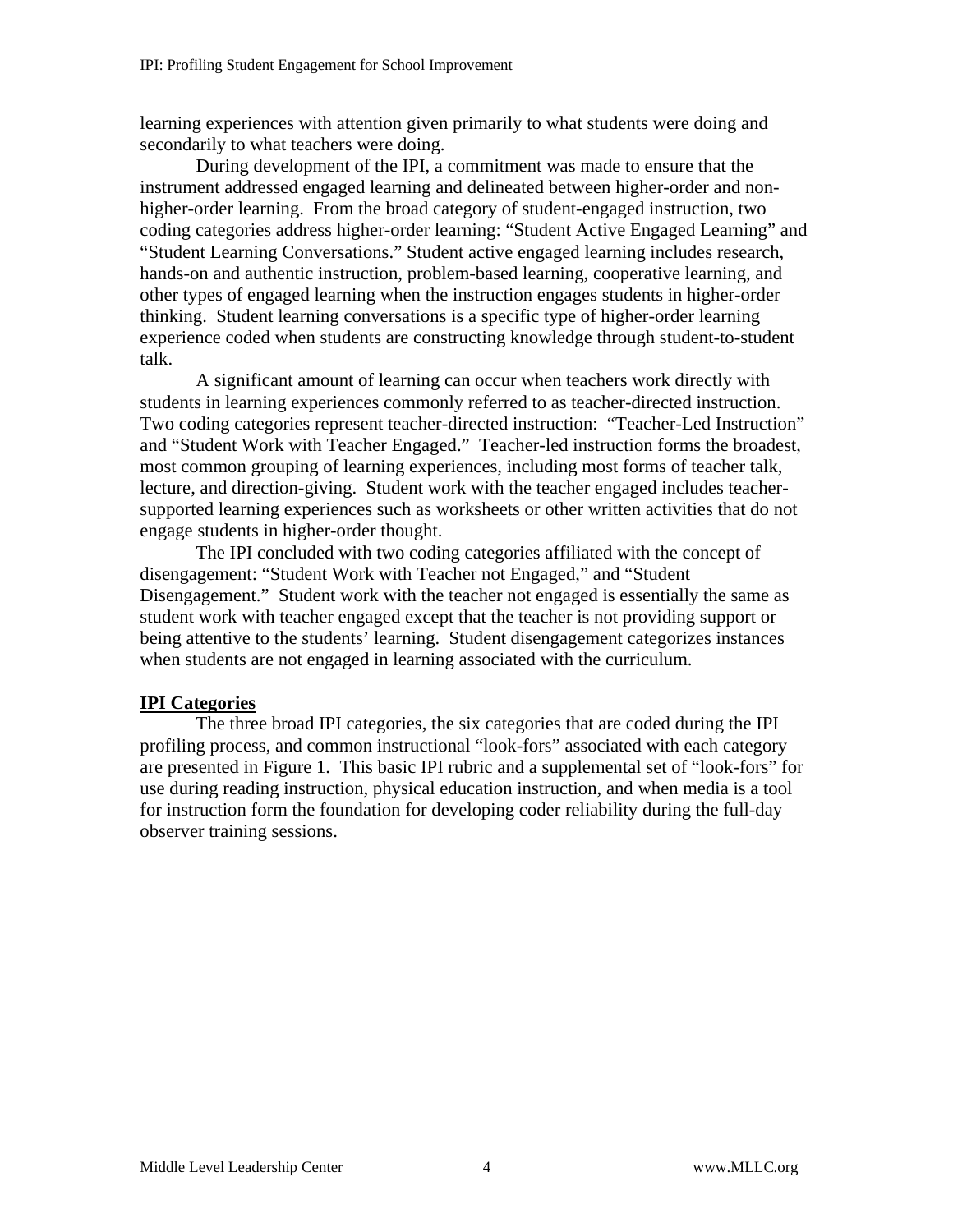learning experiences with attention given primarily to what students were doing and secondarily to what teachers were doing.

During development of the IPI, a commitment was made to ensure that the instrument addressed engaged learning and delineated between higher-order and non-higher-order learning. From the broad category of student-engaged instruction, two coding categories address higher-order learning: "Student Active Engaged Learning" and "Student Learning Conversations." Student active engaged learning includes research, hands-on and authentic instruction, problem-based learning, cooperative learning, and other types of engaged learning when the instruction engages students in higher-order thinking. Student learning conversations is a specific type of higher-order learning experience coded when students are constructing knowledge through student-to-student talk.

A significant amount of learning can occur when teachers work directly with students in learning experiences commonly referred to as teacher-directed instruction. Two coding categories represent teacher-directed instruction: "Teacher-Led Instruction" and "Student Work with Teacher Engaged." Teacher-led instruction forms the broadest, most common grouping of learning experiences, including most forms of teacher talk, lecture, and direction-giving. Student work with the teacher engaged includes teacher-supported learning experiences such as worksheets or other written activities that do not engage students in higher-order thought.

The IPI concluded with two coding categories affiliated with the concept of disengagement: "Student Work with Teacher not Engaged," and "Student Disengagement." Student work with the teacher not engaged is essentially the same as student work with teacher engaged except that the teacher is not providing support or being attentive to the students' learning. Student disengagement categorizes instances when students are not engaged in learning associated with the curriculum.

## IPI Categories

The three broad IPI categories, the six categories that are coded during the IPI profiling process, and common instructional "look-fors" associated with each category are presented in Figure 1. This basic IPI rubric and a supplemental set of "look-fors" for use during reading instruction, physical education instruction, and when media is a tool for instruction form the foundation for developing coder reliability during the full-day observer training sessions.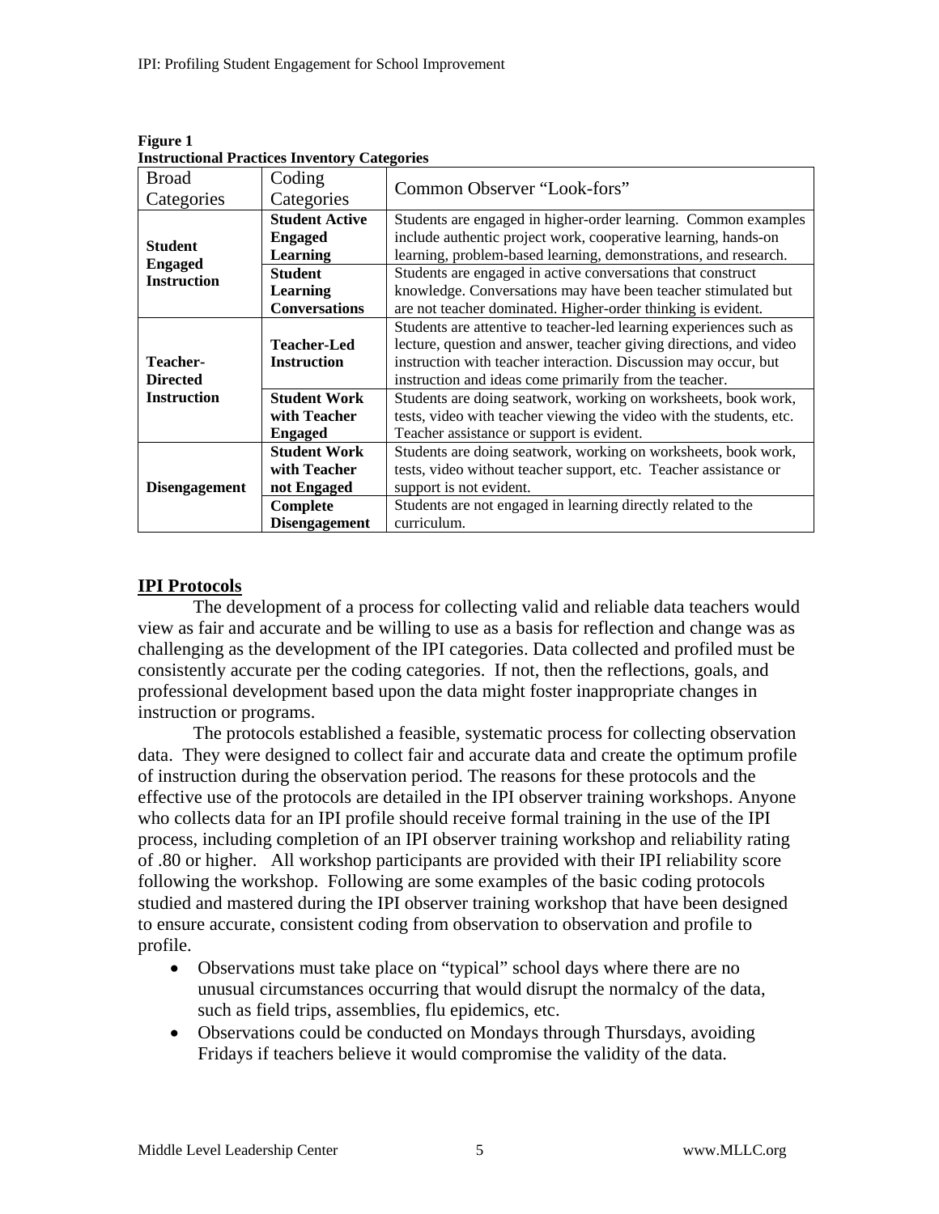**Figure 1**
**Instructional Practices Inventory Categories**

| Broad Categories | Coding Categories | Common Observer "Look-fors" |
|---|---|---|
| **Student Engaged Instruction** | **Student Active Engaged Learning** | Students are engaged in higher-order learning. Common examples include authentic project work, cooperative learning, hands-on learning, problem-based learning, demonstrations, and research. |
| | **Student Learning Conversations** | Students are engaged in active conversations that construct knowledge. Conversations may have been teacher stimulated but are not teacher dominated. Higher-order thinking is evident. |
| **Teacher-Directed Instruction** | **Teacher-Led Instruction** | Students are attentive to teacher-led learning experiences such as lecture, question and answer, teacher giving directions, and video instruction with teacher interaction. Discussion may occur, but instruction and ideas come primarily from the teacher. |
| | **Student Work with Teacher Engaged** | Students are doing seatwork, working on worksheets, book work, tests, video with teacher viewing the video with the students, etc. Teacher assistance or support is evident. |
| **Disengagement** | **Student Work with Teacher not Engaged** | Students are doing seatwork, working on worksheets, book work, tests, video without teacher support, etc. Teacher assistance or support is not evident. |
| | **Complete Disengagement** | Students are not engaged in learning directly related to the curriculum. |

## IPI Protocols

The development of a process for collecting valid and reliable data teachers would view as fair and accurate and be willing to use as a basis for reflection and change was as challenging as the development of the IPI categories. Data collected and profiled must be consistently accurate per the coding categories. If not, then the reflections, goals, and professional development based upon the data might foster inappropriate changes in instruction or programs.

The protocols established a feasible, systematic process for collecting observation data. They were designed to collect fair and accurate data and create the optimum profile of instruction during the observation period. The reasons for these protocols and the effective use of the protocols are detailed in the IPI observer training workshops. Anyone who collects data for an IPI profile should receive formal training in the use of the IPI process, including completion of an IPI observer training workshop and reliability rating of .80 or higher. All workshop participants are provided with their IPI reliability score following the workshop. Following are some examples of the basic coding protocols studied and mastered during the IPI observer training workshop that have been designed to ensure accurate, consistent coding from observation to observation and profile to profile.

- Observations must take place on "typical" school days where there are no unusual circumstances occurring that would disrupt the normalcy of the data, such as field trips, assemblies, flu epidemics, etc.
- Observations could be conducted on Mondays through Thursdays, avoiding Fridays if teachers believe it would compromise the validity of the data.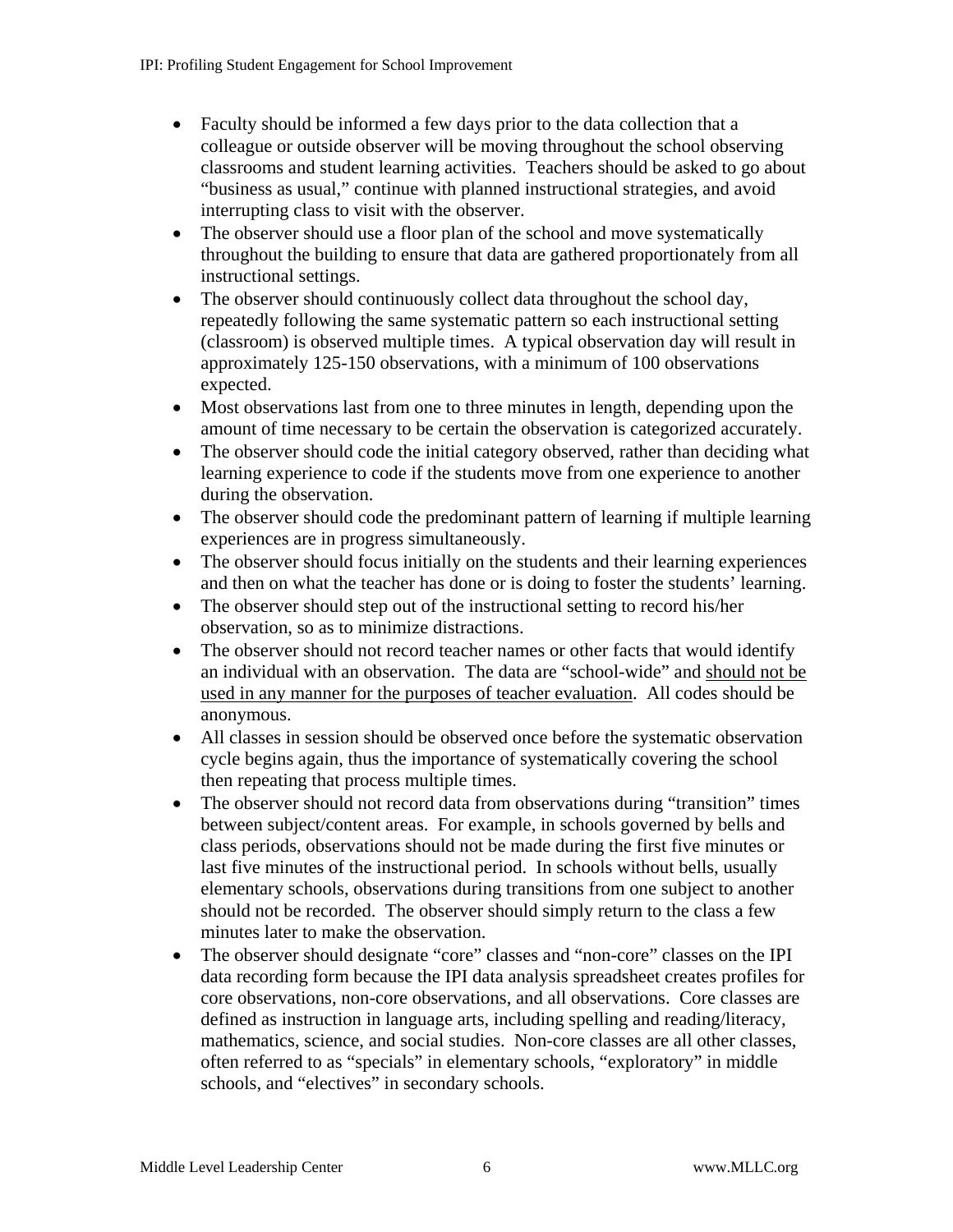- Faculty should be informed a few days prior to the data collection that a colleague or outside observer will be moving throughout the school observing classrooms and student learning activities. Teachers should be asked to go about "business as usual," continue with planned instructional strategies, and avoid interrupting class to visit with the observer.
- The observer should use a floor plan of the school and move systematically throughout the building to ensure that data are gathered proportionately from all instructional settings.
- The observer should continuously collect data throughout the school day, repeatedly following the same systematic pattern so each instructional setting (classroom) is observed multiple times. A typical observation day will result in approximately 125-150 observations, with a minimum of 100 observations expected.
- Most observations last from one to three minutes in length, depending upon the amount of time necessary to be certain the observation is categorized accurately.
- The observer should code the initial category observed, rather than deciding what learning experience to code if the students move from one experience to another during the observation.
- The observer should code the predominant pattern of learning if multiple learning experiences are in progress simultaneously.
- The observer should focus initially on the students and their learning experiences and then on what the teacher has done or is doing to foster the students' learning.
- The observer should step out of the instructional setting to record his/her observation, so as to minimize distractions.
- The observer should not record teacher names or other facts that would identify an individual with an observation. The data are "school-wide" and <u>should not be used in any manner for the purposes of teacher evaluation</u>. All codes should be anonymous.
- All classes in session should be observed once before the systematic observation cycle begins again, thus the importance of systematically covering the school then repeating that process multiple times.
- The observer should not record data from observations during "transition" times between subject/content areas. For example, in schools governed by bells and class periods, observations should not be made during the first five minutes or last five minutes of the instructional period. In schools without bells, usually elementary schools, observations during transitions from one subject to another should not be recorded. The observer should simply return to the class a few minutes later to make the observation.
- The observer should designate "core" classes and "non-core" classes on the IPI data recording form because the IPI data analysis spreadsheet creates profiles for core observations, non-core observations, and all observations. Core classes are defined as instruction in language arts, including spelling and reading/literacy, mathematics, science, and social studies. Non-core classes are all other classes, often referred to as "specials" in elementary schools, "exploratory" in middle schools, and "electives" in secondary schools.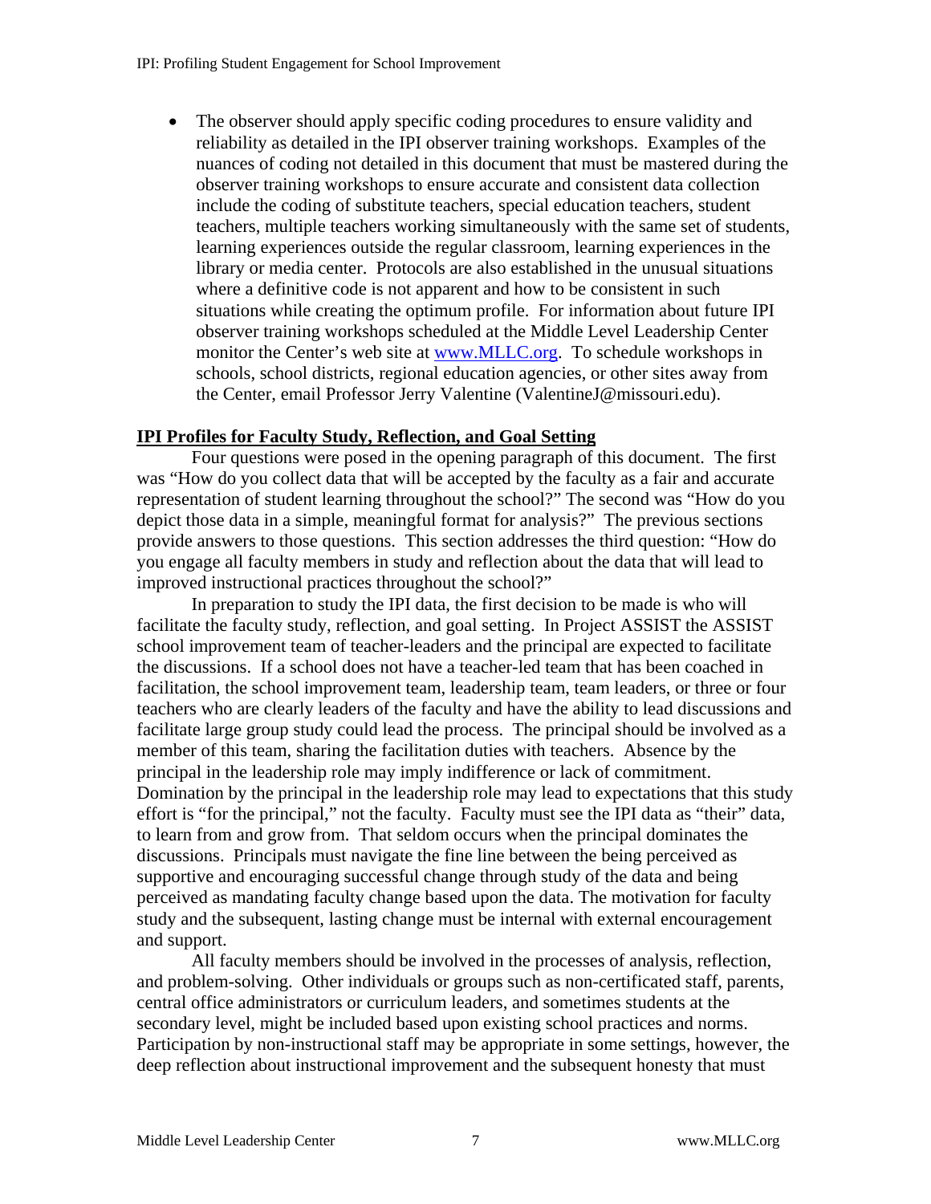- The observer should apply specific coding procedures to ensure validity and reliability as detailed in the IPI observer training workshops. Examples of the nuances of coding not detailed in this document that must be mastered during the observer training workshops to ensure accurate and consistent data collection include the coding of substitute teachers, special education teachers, student teachers, multiple teachers working simultaneously with the same set of students, learning experiences outside the regular classroom, learning experiences in the library or media center. Protocols are also established in the unusual situations where a definitive code is not apparent and how to be consistent in such situations while creating the optimum profile. For information about future IPI observer training workshops scheduled at the Middle Level Leadership Center monitor the Center's web site at [www.MLLC.org](http://www.MLLC.org). To schedule workshops in schools, school districts, regional education agencies, or other sites away from the Center, email Professor Jerry Valentine (ValentineJ@missouri.edu).

**IPI Profiles for Faculty Study, Reflection, and Goal Setting**

Four questions were posed in the opening paragraph of this document. The first was "How do you collect data that will be accepted by the faculty as a fair and accurate representation of student learning throughout the school?" The second was "How do you depict those data in a simple, meaningful format for analysis?" The previous sections provide answers to those questions. This section addresses the third question: "How do you engage all faculty members in study and reflection about the data that will lead to improved instructional practices throughout the school?"

In preparation to study the IPI data, the first decision to be made is who will facilitate the faculty study, reflection, and goal setting. In Project ASSIST the ASSIST school improvement team of teacher-leaders and the principal are expected to facilitate the discussions. If a school does not have a teacher-led team that has been coached in facilitation, the school improvement team, leadership team, team leaders, or three or four teachers who are clearly leaders of the faculty and have the ability to lead discussions and facilitate large group study could lead the process. The principal should be involved as a member of this team, sharing the facilitation duties with teachers. Absence by the principal in the leadership role may imply indifference or lack of commitment. Domination by the principal in the leadership role may lead to expectations that this study effort is "for the principal," not the faculty. Faculty must see the IPI data as "their" data, to learn from and grow from. That seldom occurs when the principal dominates the discussions. Principals must navigate the fine line between the being perceived as supportive and encouraging successful change through study of the data and being perceived as mandating faculty change based upon the data. The motivation for faculty study and the subsequent, lasting change must be internal with external encouragement and support.

All faculty members should be involved in the processes of analysis, reflection, and problem-solving. Other individuals or groups such as non-certificated staff, parents, central office administrators or curriculum leaders, and sometimes students at the secondary level, might be included based upon existing school practices and norms. Participation by non-instructional staff may be appropriate in some settings, however, the deep reflection about instructional improvement and the subsequent honesty that must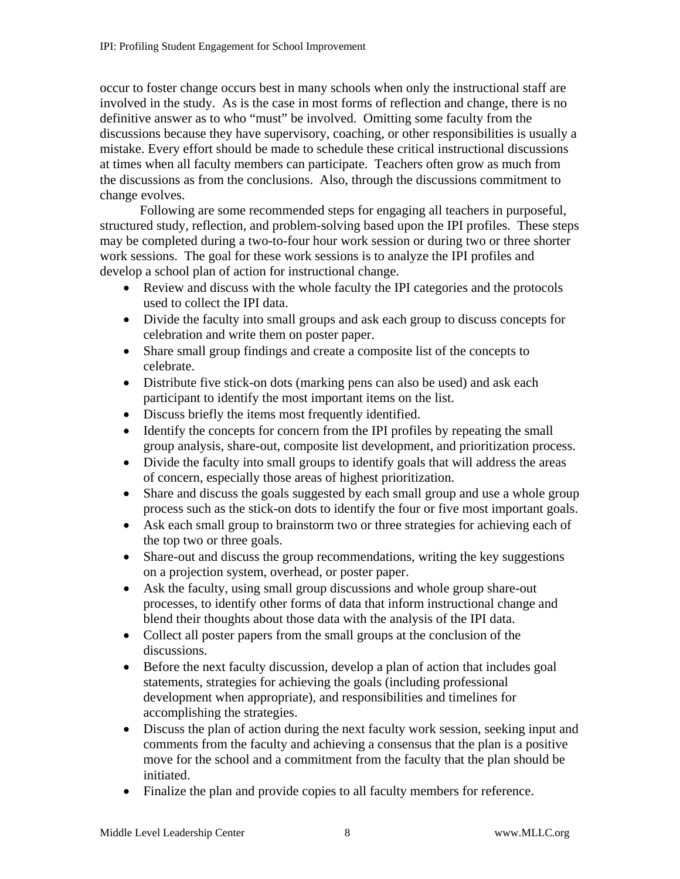occur to foster change occurs best in many schools when only the instructional staff are involved in the study. As is the case in most forms of reflection and change, there is no definitive answer as to who "must" be involved. Omitting some faculty from the discussions because they have supervisory, coaching, or other responsibilities is usually a mistake. Every effort should be made to schedule these critical instructional discussions at times when all faculty members can participate. Teachers often grow as much from the discussions as from the conclusions. Also, through the discussions commitment to change evolves.

Following are some recommended steps for engaging all teachers in purposeful, structured study, reflection, and problem-solving based upon the IPI profiles. These steps may be completed during a two-to-four hour work session or during two or three shorter work sessions. The goal for these work sessions is to analyze the IPI profiles and develop a school plan of action for instructional change.

- Review and discuss with the whole faculty the IPI categories and the protocols used to collect the IPI data.
- Divide the faculty into small groups and ask each group to discuss concepts for celebration and write them on poster paper.
- Share small group findings and create a composite list of the concepts to celebrate.
- Distribute five stick-on dots (marking pens can also be used) and ask each participant to identify the most important items on the list.
- Discuss briefly the items most frequently identified.
- Identify the concepts for concern from the IPI profiles by repeating the small group analysis, share-out, composite list development, and prioritization process.
- Divide the faculty into small groups to identify goals that will address the areas of concern, especially those areas of highest prioritization.
- Share and discuss the goals suggested by each small group and use a whole group process such as the stick-on dots to identify the four or five most important goals.
- Ask each small group to brainstorm two or three strategies for achieving each of the top two or three goals.
- Share-out and discuss the group recommendations, writing the key suggestions on a projection system, overhead, or poster paper.
- Ask the faculty, using small group discussions and whole group share-out processes, to identify other forms of data that inform instructional change and blend their thoughts about those data with the analysis of the IPI data.
- Collect all poster papers from the small groups at the conclusion of the discussions.
- Before the next faculty discussion, develop a plan of action that includes goal statements, strategies for achieving the goals (including professional development when appropriate), and responsibilities and timelines for accomplishing the strategies.
- Discuss the plan of action during the next faculty work session, seeking input and comments from the faculty and achieving a consensus that the plan is a positive move for the school and a commitment from the faculty that the plan should be initiated.
- Finalize the plan and provide copies to all faculty members for reference.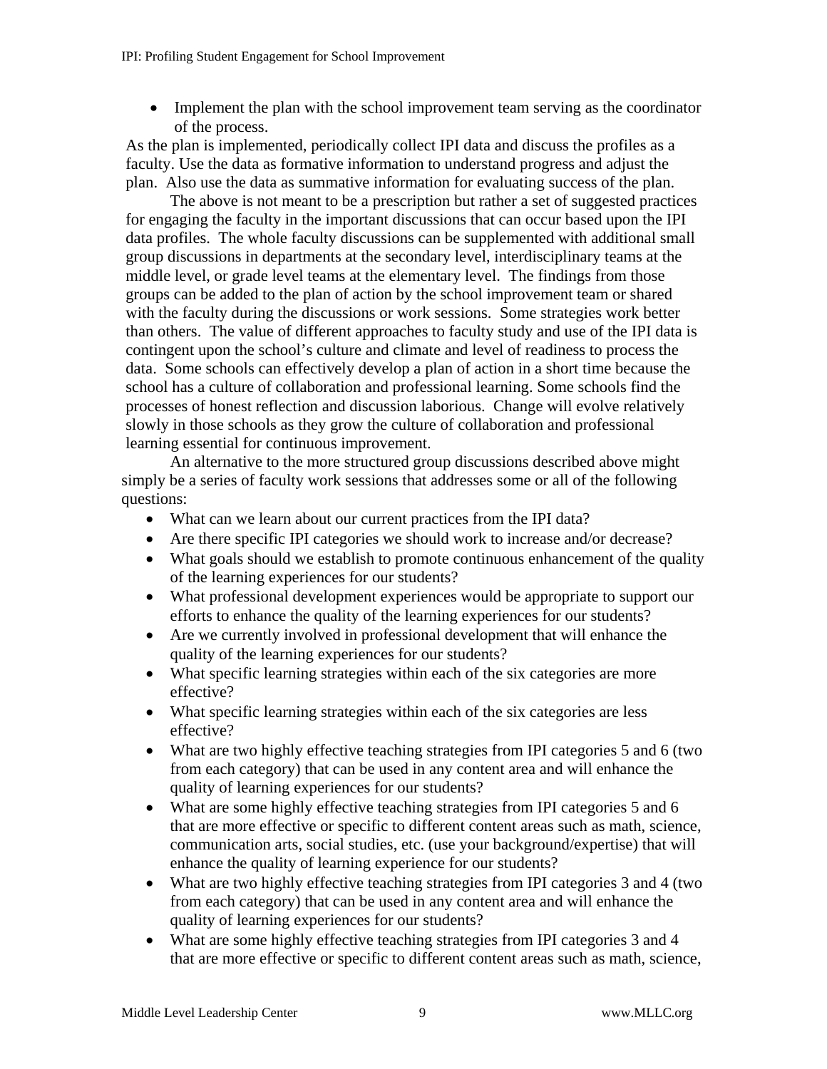- Implement the plan with the school improvement team serving as the coordinator of the process.

As the plan is implemented, periodically collect IPI data and discuss the profiles as a faculty. Use the data as formative information to understand progress and adjust the plan. Also use the data as summative information for evaluating success of the plan.

The above is not meant to be a prescription but rather a set of suggested practices for engaging the faculty in the important discussions that can occur based upon the IPI data profiles. The whole faculty discussions can be supplemented with additional small group discussions in departments at the secondary level, interdisciplinary teams at the middle level, or grade level teams at the elementary level. The findings from those groups can be added to the plan of action by the school improvement team or shared with the faculty during the discussions or work sessions. Some strategies work better than others. The value of different approaches to faculty study and use of the IPI data is contingent upon the school's culture and climate and level of readiness to process the data. Some schools can effectively develop a plan of action in a short time because the school has a culture of collaboration and professional learning. Some schools find the processes of honest reflection and discussion laborious. Change will evolve relatively slowly in those schools as they grow the culture of collaboration and professional learning essential for continuous improvement.

An alternative to the more structured group discussions described above might simply be a series of faculty work sessions that addresses some or all of the following questions:

- What can we learn about our current practices from the IPI data?
- Are there specific IPI categories we should work to increase and/or decrease?
- What goals should we establish to promote continuous enhancement of the quality of the learning experiences for our students?
- What professional development experiences would be appropriate to support our efforts to enhance the quality of the learning experiences for our students?
- Are we currently involved in professional development that will enhance the quality of the learning experiences for our students?
- What specific learning strategies within each of the six categories are more effective?
- What specific learning strategies within each of the six categories are less effective?
- What are two highly effective teaching strategies from IPI categories 5 and 6 (two from each category) that can be used in any content area and will enhance the quality of learning experiences for our students?
- What are some highly effective teaching strategies from IPI categories 5 and 6 that are more effective or specific to different content areas such as math, science, communication arts, social studies, etc. (use your background/expertise) that will enhance the quality of learning experience for our students?
- What are two highly effective teaching strategies from IPI categories 3 and 4 (two from each category) that can be used in any content area and will enhance the quality of learning experiences for our students?
- What are some highly effective teaching strategies from IPI categories 3 and 4 that are more effective or specific to different content areas such as math, science,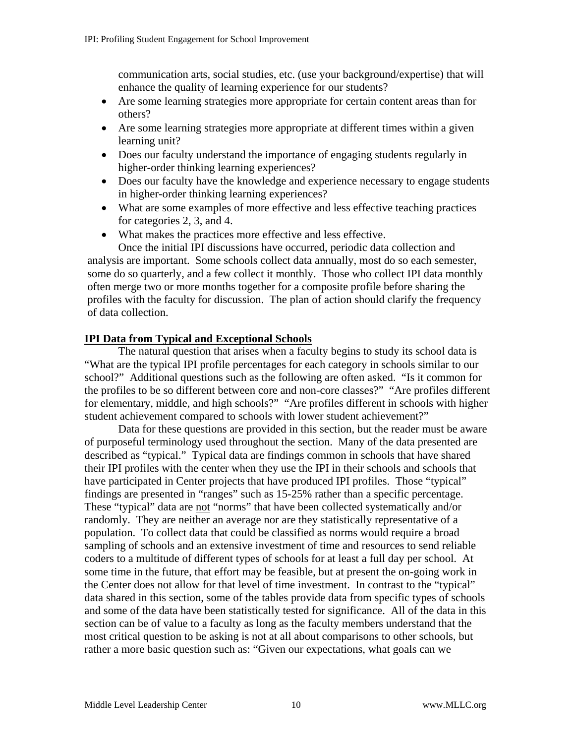communication arts, social studies, etc. (use your background/expertise) that will enhance the quality of learning experience for our students?

- Are some learning strategies more appropriate for certain content areas than for others?
- Are some learning strategies more appropriate at different times within a given learning unit?
- Does our faculty understand the importance of engaging students regularly in higher-order thinking learning experiences?
- Does our faculty have the knowledge and experience necessary to engage students in higher-order thinking learning experiences?
- What are some examples of more effective and less effective teaching practices for categories 2, 3, and 4.
- What makes the practices more effective and less effective.

Once the initial IPI discussions have occurred, periodic data collection and analysis are important. Some schools collect data annually, most do so each semester, some do so quarterly, and a few collect it monthly. Those who collect IPI data monthly often merge two or more months together for a composite profile before sharing the profiles with the faculty for discussion. The plan of action should clarify the frequency of data collection.

## IPI Data from Typical and Exceptional Schools

The natural question that arises when a faculty begins to study its school data is "What are the typical IPI profile percentages for each category in schools similar to our school?" Additional questions such as the following are often asked. "Is it common for the profiles to be so different between core and non-core classes?" "Are profiles different for elementary, middle, and high schools?" "Are profiles different in schools with higher student achievement compared to schools with lower student achievement?"

Data for these questions are provided in this section, but the reader must be aware of purposeful terminology used throughout the section. Many of the data presented are described as "typical." Typical data are findings common in schools that have shared their IPI profiles with the center when they use the IPI in their schools and schools that have participated in Center projects that have produced IPI profiles. Those "typical" findings are presented in "ranges" such as 15-25% rather than a specific percentage. These "typical" data are not "norms" that have been collected systematically and/or randomly. They are neither an average nor are they statistically representative of a population. To collect data that could be classified as norms would require a broad sampling of schools and an extensive investment of time and resources to send reliable coders to a multitude of different types of schools for at least a full day per school. At some time in the future, that effort may be feasible, but at present the on-going work in the Center does not allow for that level of time investment. In contrast to the "typical" data shared in this section, some of the tables provide data from specific types of schools and some of the data have been statistically tested for significance. All of the data in this section can be of value to a faculty as long as the faculty members understand that the most critical question to be asking is not at all about comparisons to other schools, but rather a more basic question such as: "Given our expectations, what goals can we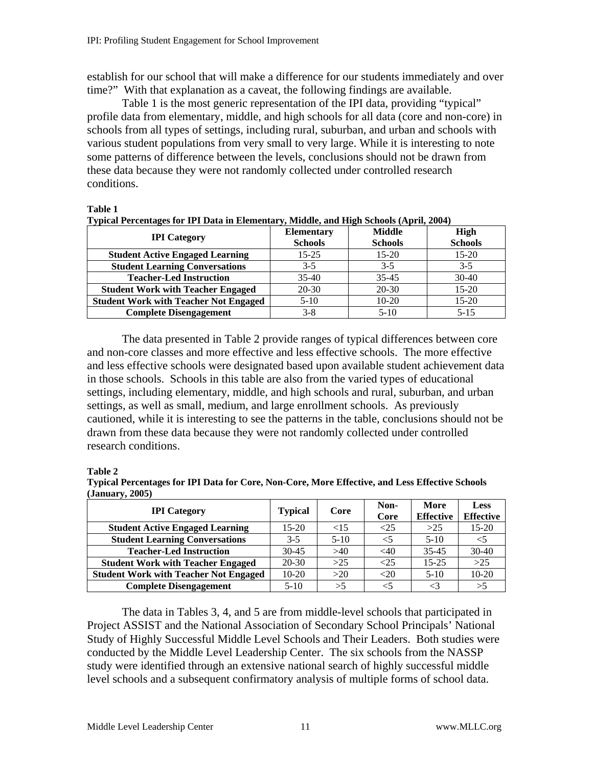establish for our school that will make a difference for our students immediately and over time?" With that explanation as a caveat, the following findings are available.

Table 1 is the most generic representation of the IPI data, providing "typical" profile data from elementary, middle, and high schools for all data (core and non-core) in schools from all types of settings, including rural, suburban, and urban and schools with various student populations from very small to very large. While it is interesting to note some patterns of difference between the levels, conclusions should not be drawn from these data because they were not randomly collected under controlled research conditions.

**Table 1**
**Typical Percentages for IPI Data in Elementary, Middle, and High Schools (April, 2004)**

| IPI Category | Elementary Schools | Middle Schools | High Schools |
|---|---|---|---|
| **Student Active Engaged Learning** | 15-25 | 15-20 | 15-20 |
| **Student Learning Conversations** | 3-5 | 3-5 | 3-5 |
| **Teacher-Led Instruction** | 35-40 | 35-45 | 30-40 |
| **Student Work with Teacher Engaged** | 20-30 | 20-30 | 15-20 |
| **Student Work with Teacher Not Engaged** | 5-10 | 10-20 | 15-20 |
| **Complete Disengagement** | 3-8 | 5-10 | 5-15 |

The data presented in Table 2 provide ranges of typical differences between core and non-core classes and more effective and less effective schools. The more effective and less effective schools were designated based upon available student achievement data in those schools. Schools in this table are also from the varied types of educational settings, including elementary, middle, and high schools and rural, suburban, and urban settings, as well as small, medium, and large enrollment schools. As previously cautioned, while it is interesting to see the patterns in the table, conclusions should not be drawn from these data because they were not randomly collected under controlled research conditions.

**Table 2**
**Typical Percentages for IPI Data for Core, Non-Core, More Effective, and Less Effective Schools (January, 2005)**

| IPI Category | Typical | Core | Non-Core | More Effective | Less Effective |
|---|---|---|---|---|---|
| **Student Active Engaged Learning** | 15-20 | <15 | <25 | >25 | 15-20 |
| **Student Learning Conversations** | 3-5 | 5-10 | <5 | 5-10 | <5 |
| **Teacher-Led Instruction** | 30-45 | >40 | <40 | 35-45 | 30-40 |
| **Student Work with Teacher Engaged** | 20-30 | >25 | <25 | 15-25 | >25 |
| **Student Work with Teacher Not Engaged** | 10-20 | >20 | <20 | 5-10 | 10-20 |
| **Complete Disengagement** | 5-10 | >5 | <5 | <3 | >5 |

The data in Tables 3, 4, and 5 are from middle-level schools that participated in Project ASSIST and the National Association of Secondary School Principals' National Study of Highly Successful Middle Level Schools and Their Leaders. Both studies were conducted by the Middle Level Leadership Center. The six schools from the NASSP study were identified through an extensive national search of highly successful middle level schools and a subsequent confirmatory analysis of multiple forms of school data.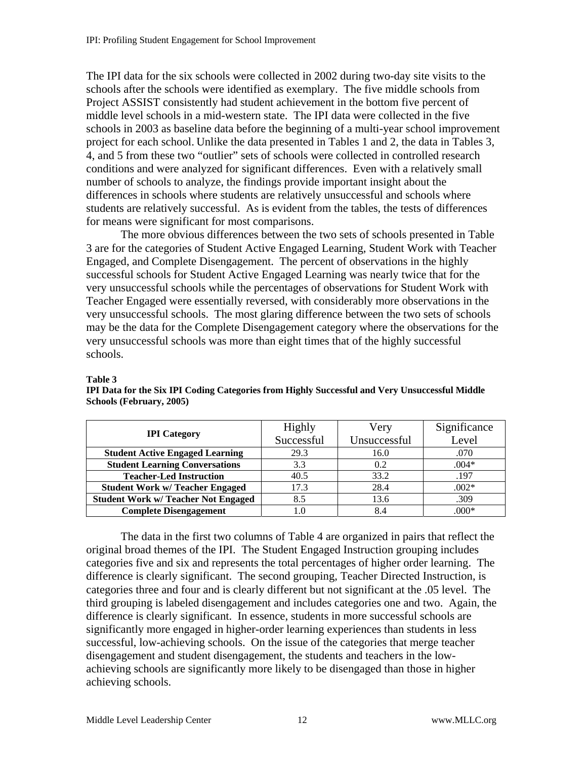The IPI data for the six schools were collected in 2002 during two-day site visits to the schools after the schools were identified as exemplary. The five middle schools from Project ASSIST consistently had student achievement in the bottom five percent of middle level schools in a mid-western state. The IPI data were collected in the five schools in 2003 as baseline data before the beginning of a multi-year school improvement project for each school. Unlike the data presented in Tables 1 and 2, the data in Tables 3, 4, and 5 from these two "outlier" sets of schools were collected in controlled research conditions and were analyzed for significant differences. Even with a relatively small number of schools to analyze, the findings provide important insight about the differences in schools where students are relatively unsuccessful and schools where students are relatively successful. As is evident from the tables, the tests of differences for means were significant for most comparisons.

The more obvious differences between the two sets of schools presented in Table 3 are for the categories of Student Active Engaged Learning, Student Work with Teacher Engaged, and Complete Disengagement. The percent of observations in the highly successful schools for Student Active Engaged Learning was nearly twice that for the very unsuccessful schools while the percentages of observations for Student Work with Teacher Engaged were essentially reversed, with considerably more observations in the very unsuccessful schools. The most glaring difference between the two sets of schools may be the data for the Complete Disengagement category where the observations for the very unsuccessful schools was more than eight times that of the highly successful schools.

**Table 3**
**IPI Data for the Six IPI Coding Categories from Highly Successful and Very Unsuccessful Middle Schools (February, 2005)**

| IPI Category | Highly Successful | Very Unsuccessful | Significance Level |
|---|---|---|---|
| **Student Active Engaged Learning** | 29.3 | 16.0 | .070 |
| **Student Learning Conversations** | 3.3 | 0.2 | .004* |
| **Teacher-Led Instruction** | 40.5 | 33.2 | .197 |
| **Student Work w/ Teacher Engaged** | 17.3 | 28.4 | .002* |
| **Student Work w/ Teacher Not Engaged** | 8.5 | 13.6 | .309 |
| **Complete Disengagement** | 1.0 | 8.4 | .000* |

The data in the first two columns of Table 4 are organized in pairs that reflect the original broad themes of the IPI. The Student Engaged Instruction grouping includes categories five and six and represents the total percentages of higher order learning. The difference is clearly significant. The second grouping, Teacher Directed Instruction, is categories three and four and is clearly different but not significant at the .05 level. The third grouping is labeled disengagement and includes categories one and two. Again, the difference is clearly significant. In essence, students in more successful schools are significantly more engaged in higher-order learning experiences than students in less successful, low-achieving schools. On the issue of the categories that merge teacher disengagement and student disengagement, the students and teachers in the low-achieving schools are significantly more likely to be disengaged than those in higher achieving schools.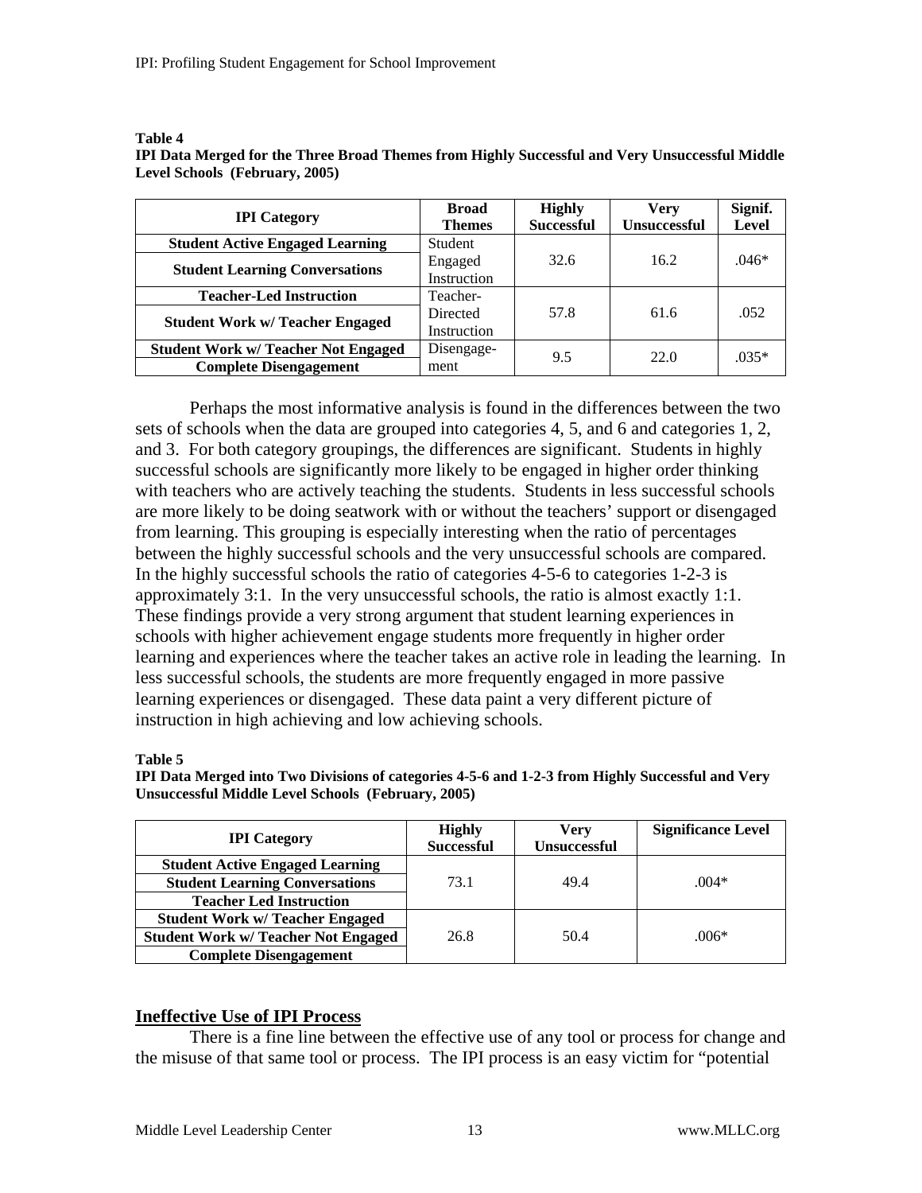**Table 4**
**IPI Data Merged for the Three Broad Themes from Highly Successful and Very Unsuccessful Middle Level Schools (February, 2005)**

| IPI Category | Broad Themes | Highly Successful | Very Unsuccessful | Signif. Level |
|---|---|---|---|---|
| **Student Active Engaged Learning** | Student Engaged Instruction | 32.6 | 16.2 | .046* |
| **Student Learning Conversations** | | | | |
| **Teacher-Led Instruction** | Teacher-Directed Instruction | 57.8 | 61.6 | .052 |
| **Student Work w/ Teacher Engaged** | | | | |
| **Student Work w/ Teacher Not Engaged** | Disengagement | 9.5 | 22.0 | .035* |
| **Complete Disengagement** | | | | |

Perhaps the most informative analysis is found in the differences between the two sets of schools when the data are grouped into categories 4, 5, and 6 and categories 1, 2, and 3. For both category groupings, the differences are significant. Students in highly successful schools are significantly more likely to be engaged in higher order thinking with teachers who are actively teaching the students. Students in less successful schools are more likely to be doing seatwork with or without the teachers' support or disengaged from learning. This grouping is especially interesting when the ratio of percentages between the highly successful schools and the very unsuccessful schools are compared. In the highly successful schools the ratio of categories 4-5-6 to categories 1-2-3 is approximately 3:1. In the very unsuccessful schools, the ratio is almost exactly 1:1. These findings provide a very strong argument that student learning experiences in schools with higher achievement engage students more frequently in higher order learning and experiences where the teacher takes an active role in leading the learning. In less successful schools, the students are more frequently engaged in more passive learning experiences or disengaged. These data paint a very different picture of instruction in high achieving and low achieving schools.

**Table 5**
**IPI Data Merged into Two Divisions of categories 4-5-6 and 1-2-3 from Highly Successful and Very Unsuccessful Middle Level Schools (February, 2005)**

| IPI Category | Highly Successful | Very Unsuccessful | Significance Level |
|---|---|---|---|
| **Student Active Engaged Learning** | 73.1 | 49.4 | .004* |
| **Student Learning Conversations** | | | |
| **Teacher Led Instruction** | | | |
| **Student Work w/ Teacher Engaged** | 26.8 | 50.4 | .006* |
| **Student Work w/ Teacher Not Engaged** | | | |
| **Complete Disengagement** | | | |

## Ineffective Use of IPI Process

There is a fine line between the effective use of any tool or process for change and the misuse of that same tool or process. The IPI process is an easy victim for "potential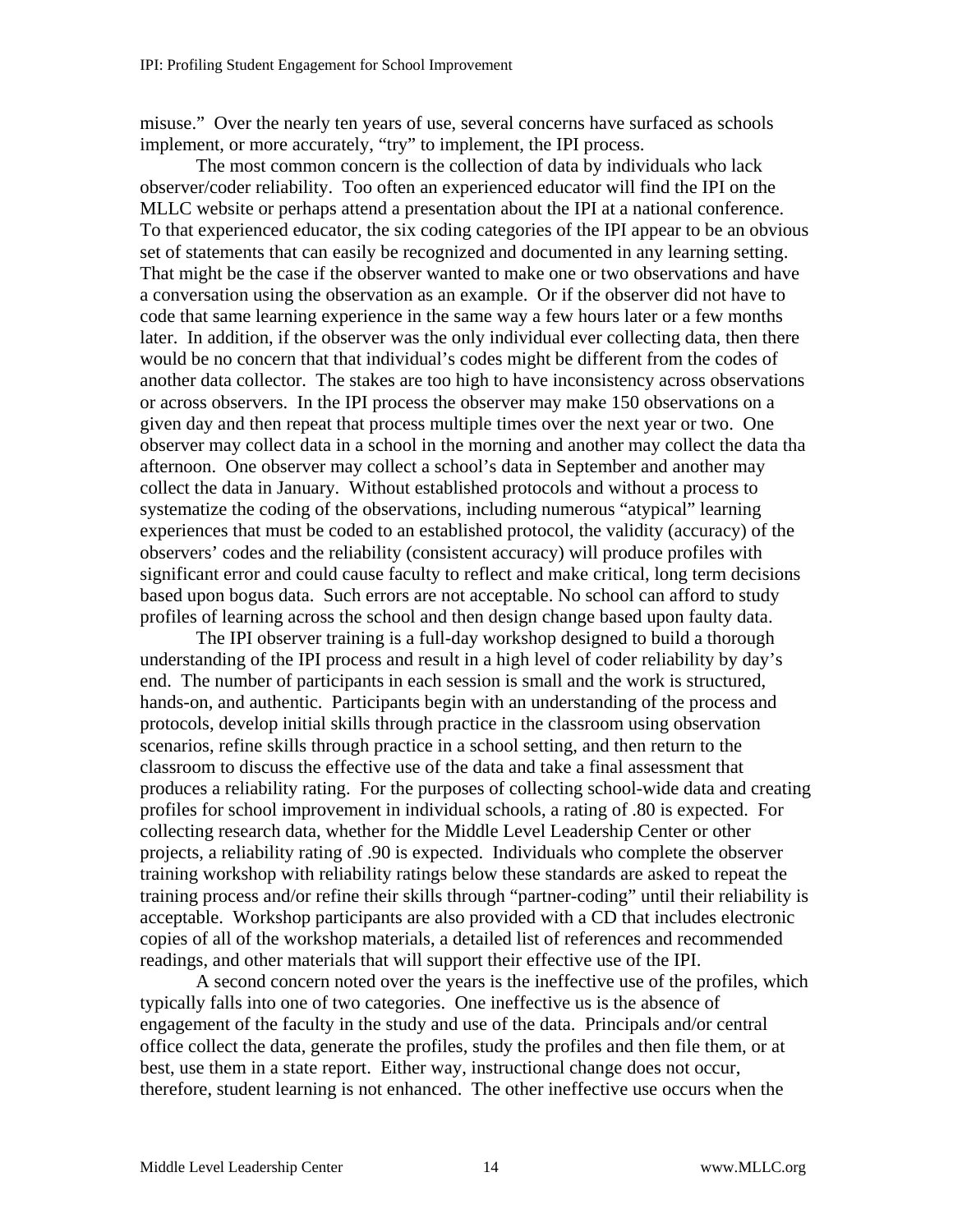misuse." Over the nearly ten years of use, several concerns have surfaced as schools implement, or more accurately, "try" to implement, the IPI process.

The most common concern is the collection of data by individuals who lack observer/coder reliability. Too often an experienced educator will find the IPI on the MLLC website or perhaps attend a presentation about the IPI at a national conference. To that experienced educator, the six coding categories of the IPI appear to be an obvious set of statements that can easily be recognized and documented in any learning setting. That might be the case if the observer wanted to make one or two observations and have a conversation using the observation as an example. Or if the observer did not have to code that same learning experience in the same way a few hours later or a few months later. In addition, if the observer was the only individual ever collecting data, then there would be no concern that that individual's codes might be different from the codes of another data collector. The stakes are too high to have inconsistency across observations or across observers. In the IPI process the observer may make 150 observations on a given day and then repeat that process multiple times over the next year or two. One observer may collect data in a school in the morning and another may collect the data tha afternoon. One observer may collect a school's data in September and another may collect the data in January. Without established protocols and without a process to systematize the coding of the observations, including numerous "atypical" learning experiences that must be coded to an established protocol, the validity (accuracy) of the observers' codes and the reliability (consistent accuracy) will produce profiles with significant error and could cause faculty to reflect and make critical, long term decisions based upon bogus data. Such errors are not acceptable. No school can afford to study profiles of learning across the school and then design change based upon faulty data.

The IPI observer training is a full-day workshop designed to build a thorough understanding of the IPI process and result in a high level of coder reliability by day's end. The number of participants in each session is small and the work is structured, hands-on, and authentic. Participants begin with an understanding of the process and protocols, develop initial skills through practice in the classroom using observation scenarios, refine skills through practice in a school setting, and then return to the classroom to discuss the effective use of the data and take a final assessment that produces a reliability rating. For the purposes of collecting school-wide data and creating profiles for school improvement in individual schools, a rating of .80 is expected. For collecting research data, whether for the Middle Level Leadership Center or other projects, a reliability rating of .90 is expected. Individuals who complete the observer training workshop with reliability ratings below these standards are asked to repeat the training process and/or refine their skills through "partner-coding" until their reliability is acceptable. Workshop participants are also provided with a CD that includes electronic copies of all of the workshop materials, a detailed list of references and recommended readings, and other materials that will support their effective use of the IPI.

A second concern noted over the years is the ineffective use of the profiles, which typically falls into one of two categories. One ineffective us is the absence of engagement of the faculty in the study and use of the data. Principals and/or central office collect the data, generate the profiles, study the profiles and then file them, or at best, use them in a state report. Either way, instructional change does not occur, therefore, student learning is not enhanced. The other ineffective use occurs when the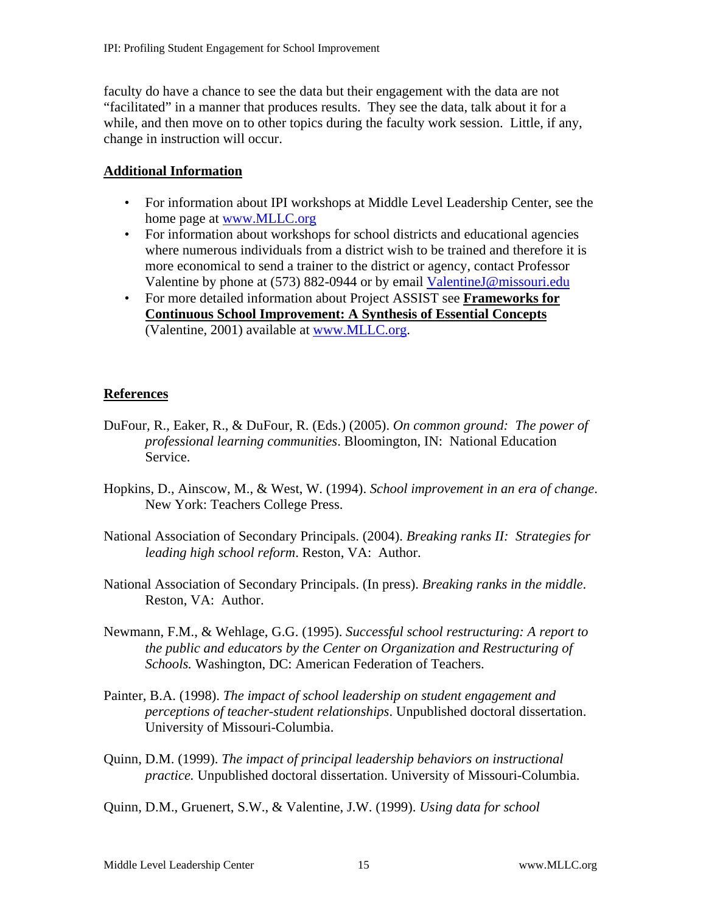faculty do have a chance to see the data but their engagement with the data are not "facilitated" in a manner that produces results. They see the data, talk about it for a while, and then move on to other topics during the faculty work session. Little, if any, change in instruction will occur.

## Additional Information

- For information about IPI workshops at Middle Level Leadership Center, see the home page at [www.MLLC.org](http://www.MLLC.org)
- For information about workshops for school districts and educational agencies where numerous individuals from a district wish to be trained and therefore it is more economical to send a trainer to the district or agency, contact Professor Valentine by phone at (573) 882-0944 or by email [ValentineJ@missouri.edu](mailto:ValentineJ@missouri.edu)
- For more detailed information about Project ASSIST see **Frameworks for Continuous School Improvement: A Synthesis of Essential Concepts** (Valentine, 2001) available at [www.MLLC.org](http://www.MLLC.org).

## References

DuFour, R., Eaker, R., & DuFour, R. (Eds.) (2005). *On common ground: The power of professional learning communities*. Bloomington, IN: National Education Service.

Hopkins, D., Ainscow, M., & West, W. (1994). *School improvement in an era of change*. New York: Teachers College Press.

National Association of Secondary Principals. (2004). *Breaking ranks II: Strategies for leading high school reform*. Reston, VA: Author.

National Association of Secondary Principals. (In press). *Breaking ranks in the middle*. Reston, VA: Author.

Newmann, F.M., & Wehlage, G.G. (1995). *Successful school restructuring: A report to the public and educators by the Center on Organization and Restructuring of Schools.* Washington, DC: American Federation of Teachers.

Painter, B.A. (1998). *The impact of school leadership on student engagement and perceptions of teacher-student relationships*. Unpublished doctoral dissertation. University of Missouri-Columbia.

Quinn, D.M. (1999). *The impact of principal leadership behaviors on instructional practice.* Unpublished doctoral dissertation. University of Missouri-Columbia.

Quinn, D.M., Gruenert, S.W., & Valentine, J.W. (1999). *Using data for school*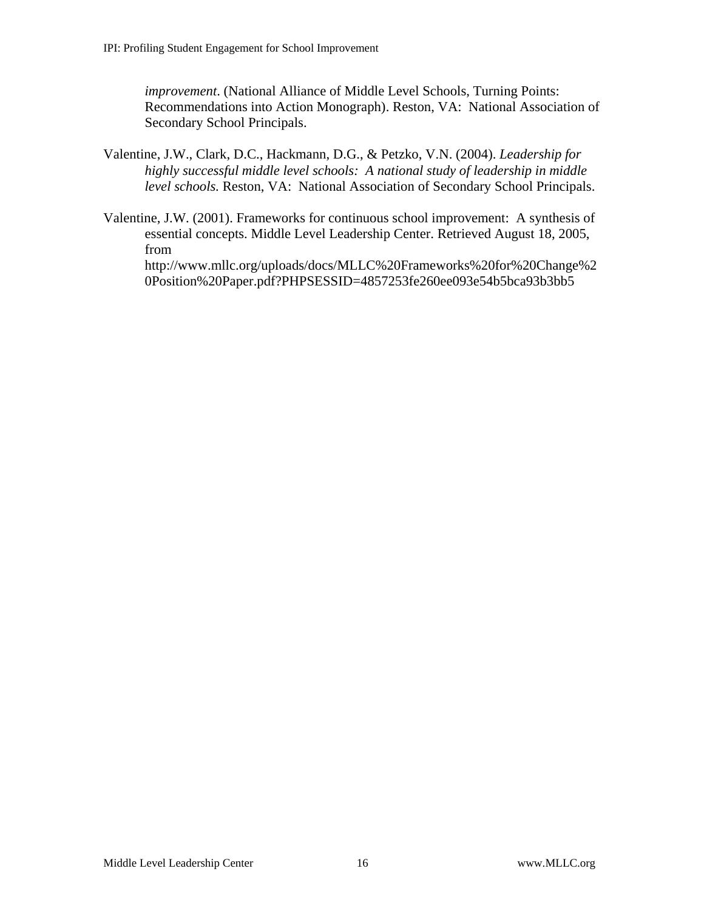*improvement*. (National Alliance of Middle Level Schools, Turning Points: Recommendations into Action Monograph). Reston, VA: National Association of Secondary School Principals.

Valentine, J.W., Clark, D.C., Hackmann, D.G., & Petzko, V.N. (2004). *Leadership for highly successful middle level schools: A national study of leadership in middle level schools.* Reston, VA: National Association of Secondary School Principals.

Valentine, J.W. (2001). Frameworks for continuous school improvement: A synthesis of essential concepts. Middle Level Leadership Center. Retrieved August 18, 2005, from http://www.mllc.org/uploads/docs/MLLC%20Frameworks%20for%20Change%20Position%20Paper.pdf?PHPSESSID=4857253fe260ee093e54b5bca93b3bb5